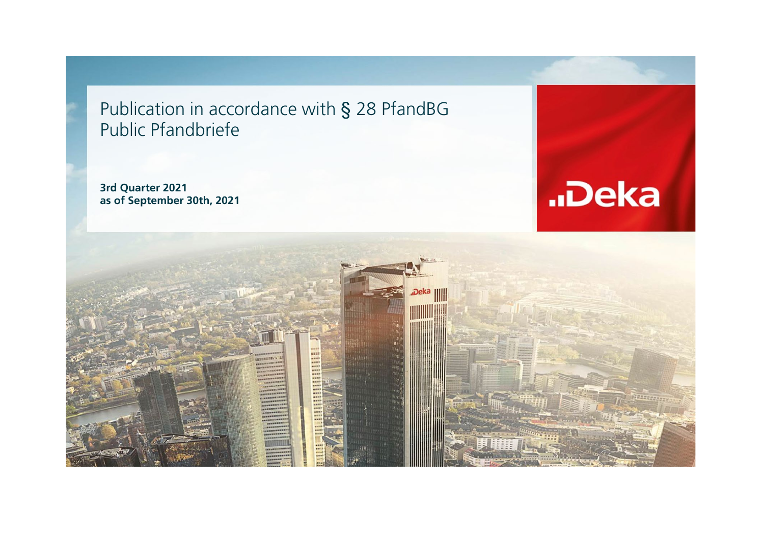# Publication in accordance with § 28 PfandBG
# Public Pfandbriefe

**3rd Quarter 2021**
**as of September 30th, 2021**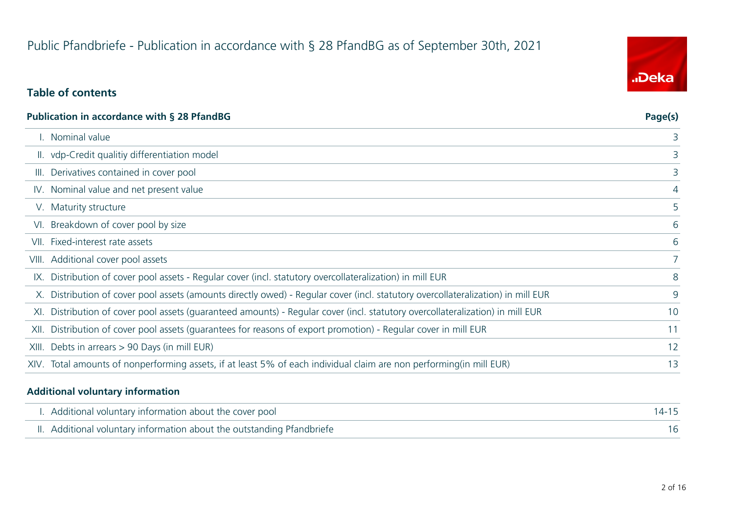# Public Pfandbriefe - Publication in accordance with § 28 PfandBG as of September 30th, 2021

## Table of contents

| Publication in accordance with § 28 PfandBG | Page(s) |
|---|---|
| I. Nominal value | 3 |
| II. vdp-Credit qualitiy differentiation model | 3 |
| III. Derivatives contained in cover pool | 3 |
| IV. Nominal value and net present value | 4 |
| V. Maturity structure | 5 |
| VI. Breakdown of cover pool by size | 6 |
| VII. Fixed-interest rate assets | 6 |
| VIII. Additional cover pool assets | 7 |
| IX. Distribution of cover pool assets - Regular cover (incl. statutory overcollateralization) in mill EUR | 8 |
| X. Distribution of cover pool assets (amounts directly owed) - Regular cover (incl. statutory overcollateralization) in mill EUR | 9 |
| XI. Distribution of cover pool assets (guaranteed amounts) - Regular cover (incl. statutory overcollateralization) in mill EUR | 10 |
| XII. Distribution of cover pool assets (guarantees for reasons of export promotion) - Regular cover in mill EUR | 11 |
| XIII. Debts in arrears > 90 Days (in mill EUR) | 12 |
| XIV. Total amounts of nonperforming assets, if at least 5% of each individual claim are non performing(in mill EUR) | 13 |

| Additional voluntary information | |
|---|---|
| I. Additional voluntary information about the cover pool | 14-15 |
| II. Additional voluntary information about the outstanding Pfandbriefe | 16 |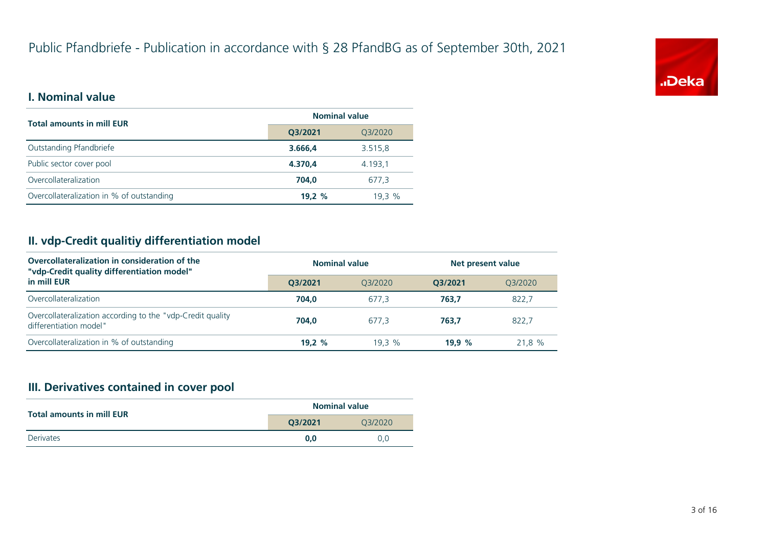# Public Pfandbriefe - Publication in accordance with § 28 PfandBG as of September 30th, 2021

## I. Nominal value

| Total amounts in mill EUR | Nominal value | |
|---|---|---|
| | **Q3/2021** | Q3/2020 |
| Outstanding Pfandbriefe | **3.666,4** | 3.515,8 |
| Public sector cover pool | **4.370,4** | 4.193,1 |
| Overcollateralization | **704,0** | 677,3 |
| Overcollateralization in % of outstanding | **19,2 %** | 19,3 % |

## II. vdp-Credit qualitiy differentiation model

| Overcollateralization in consideration of the "vdp-Credit quality differentiation model" in mill EUR | Nominal value | | Net present value | |
|---|---|---|---|---|
| | **Q3/2021** | Q3/2020 | **Q3/2021** | Q3/2020 |
| Overcollateralization | **704,0** | 677,3 | **763,7** | 822,7 |
| Overcollateralization according to the "vdp-Credit quality differentiation model" | **704,0** | 677,3 | **763,7** | 822,7 |
| Overcollateralization in % of outstanding | **19,2 %** | 19,3 % | **19,9 %** | 21,8 % |

## III. Derivatives contained in cover pool

| Total amounts in mill EUR | Nominal value | |
|---|---|---|
| | **Q3/2021** | Q3/2020 |
| Derivates | **0,0** | 0,0 |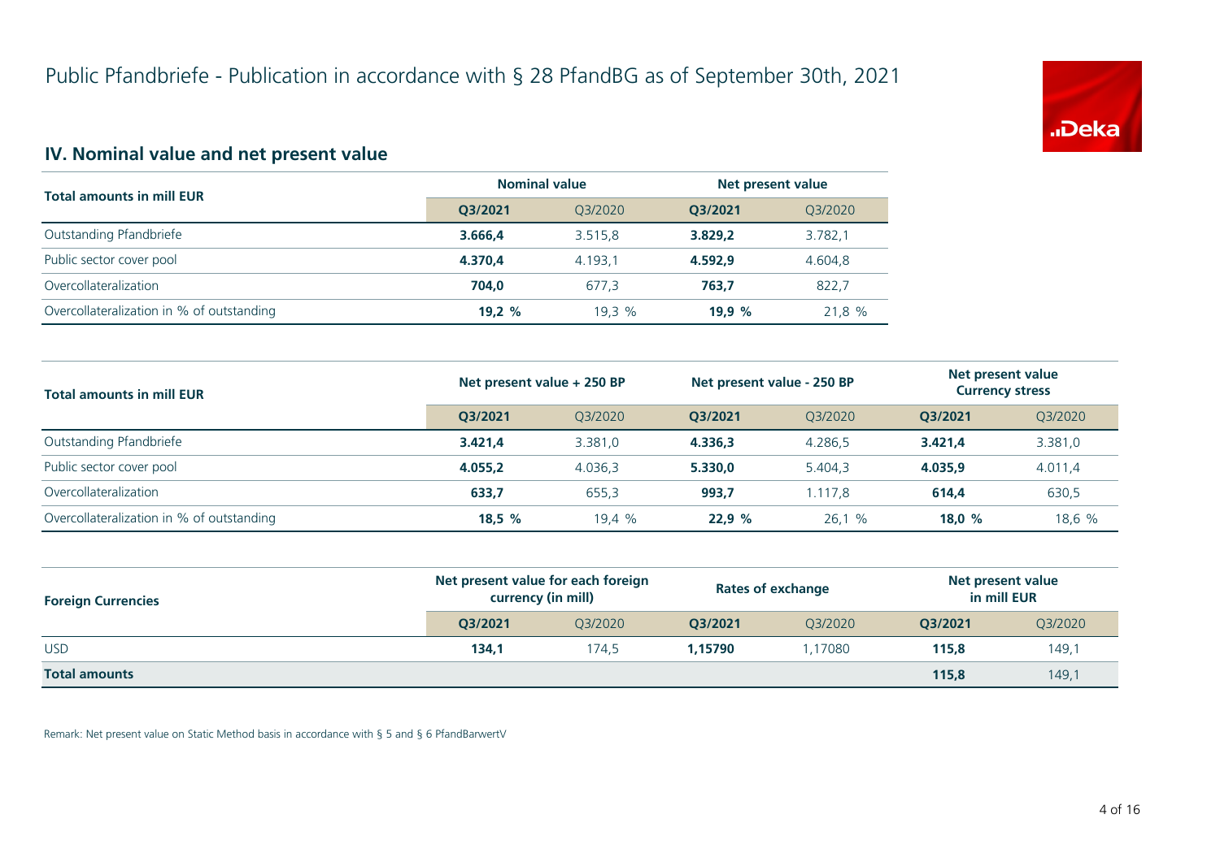# Public Pfandbriefe - Publication in accordance with § 28 PfandBG as of September 30th, 2021

## IV. Nominal value and net present value

| Total amounts in mill EUR | Nominal value | | Net present value | |
|---|---|---|---|---|
| | **Q3/2021** | Q3/2020 | **Q3/2021** | Q3/2020 |
| Outstanding Pfandbriefe | **3.666,4** | 3.515,8 | **3.829,2** | 3.782,1 |
| Public sector cover pool | **4.370,4** | 4.193,1 | **4.592,9** | 4.604,8 |
| Overcollateralization | **704,0** | 677,3 | **763,7** | 822,7 |
| Overcollateralization in % of outstanding | **19,2 %** | 19,3 % | **19,9 %** | 21,8 % |

| Total amounts in mill EUR | Net present value + 250 BP | | Net present value - 250 BP | | Net present value Currency stress | |
|---|---|---|---|---|---|---|
| | **Q3/2021** | Q3/2020 | **Q3/2021** | Q3/2020 | **Q3/2021** | Q3/2020 |
| Outstanding Pfandbriefe | **3.421,4** | 3.381,0 | **4.336,3** | 4.286,5 | **3.421,4** | 3.381,0 |
| Public sector cover pool | **4.055,2** | 4.036,3 | **5.330,0** | 5.404,3 | **4.035,9** | 4.011,4 |
| Overcollateralization | **633,7** | 655,3 | **993,7** | 1.117,8 | **614,4** | 630,5 |
| Overcollateralization in % of outstanding | **18,5 %** | 19,4 % | **22,9 %** | 26,1 % | **18,0 %** | 18,6 % |

| Foreign Currencies | Net present value for each foreign currency (in mill) | | Rates of exchange | | Net present value in mill EUR | |
|---|---|---|---|---|---|---|
| | **Q3/2021** | Q3/2020 | **Q3/2021** | Q3/2020 | **Q3/2021** | Q3/2020 |
| USD | **134,1** | 174,5 | **1,15790** | 1,17080 | **115,8** | 149,1 |
| **Total amounts** | | | | | **115,8** | 149,1 |

Remark: Net present value on Static Method basis in accordance with § 5 and § 6 PfandBarwertV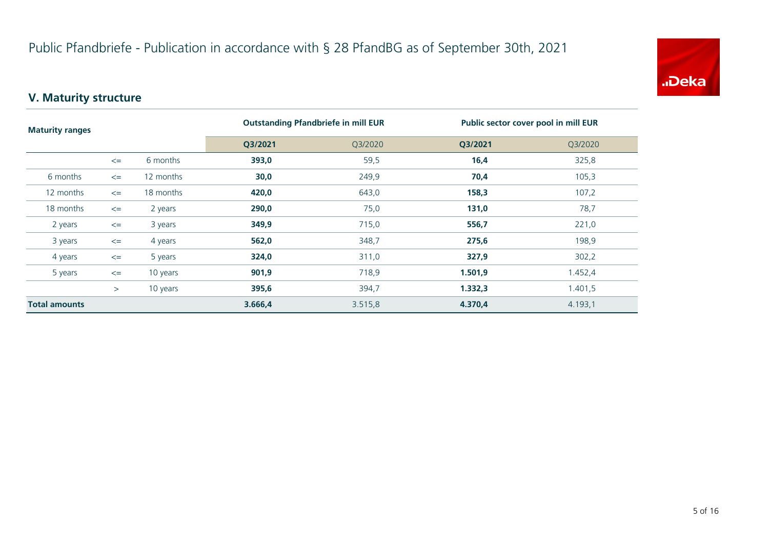# Public Pfandbriefe - Publication in accordance with § 28 PfandBG as of September 30th, 2021

## V. Maturity structure

| Maturity ranges | | | Outstanding Pfandbriefe in mill EUR | | Public sector cover pool in mill EUR | |
|---|---|---|---|---|---|---|
| | | | **Q3/2021** | Q3/2020 | **Q3/2021** | Q3/2020 |
| | <= | 6 months | **393,0** | 59,5 | **16,4** | 325,8 |
| 6 months | <= | 12 months | **30,0** | 249,9 | **70,4** | 105,3 |
| 12 months | <= | 18 months | **420,0** | 643,0 | **158,3** | 107,2 |
| 18 months | <= | 2 years | **290,0** | 75,0 | **131,0** | 78,7 |
| 2 years | <= | 3 years | **349,9** | 715,0 | **556,7** | 221,0 |
| 3 years | <= | 4 years | **562,0** | 348,7 | **275,6** | 198,9 |
| 4 years | <= | 5 years | **324,0** | 311,0 | **327,9** | 302,2 |
| 5 years | <= | 10 years | **901,9** | 718,9 | **1.501,9** | 1.452,4 |
| | > | 10 years | **395,6** | 394,7 | **1.332,3** | 1.401,5 |
| **Total amounts** | | | **3.666,4** | 3.515,8 | **4.370,4** | 4.193,1 |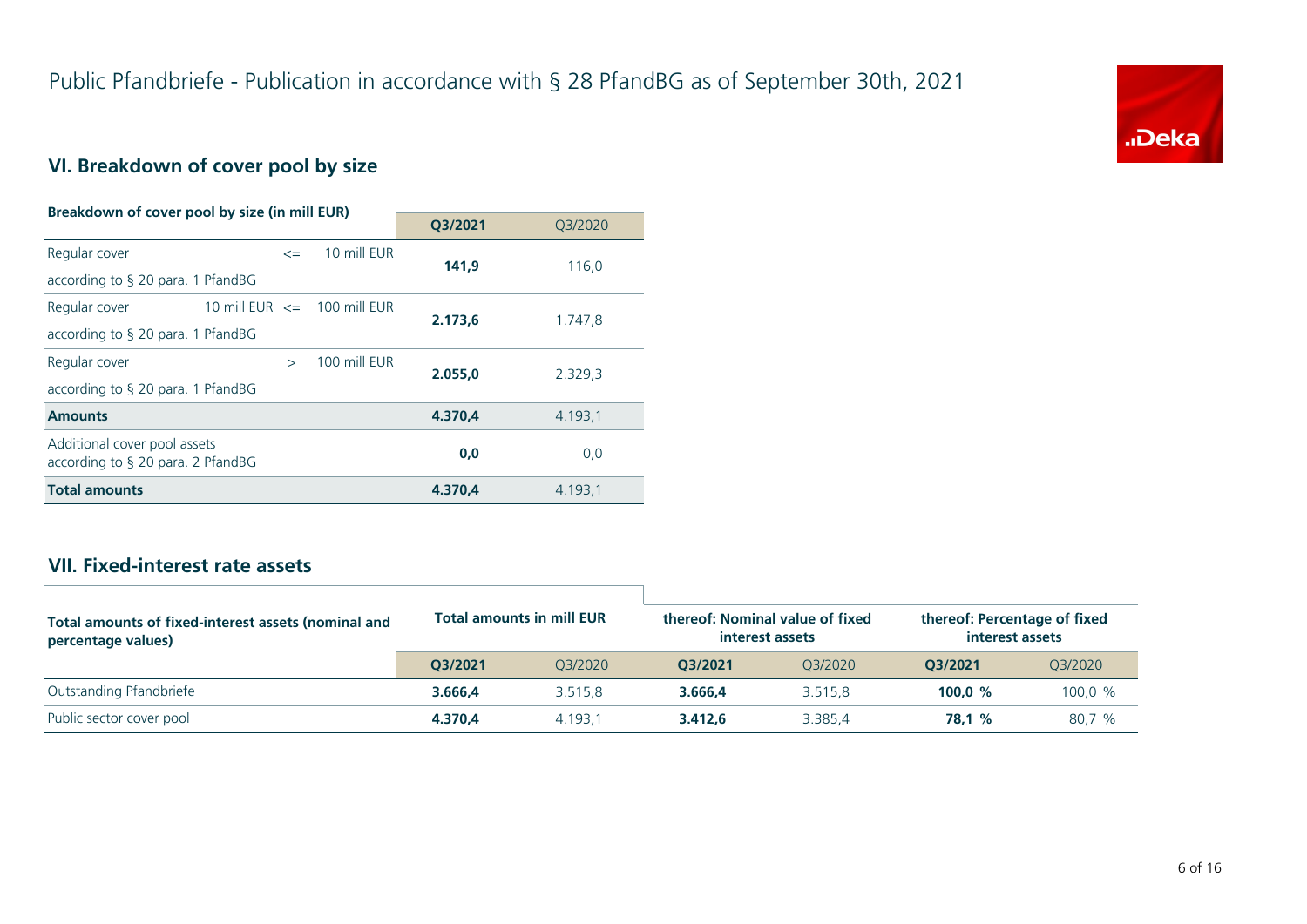# Public Pfandbriefe - Publication in accordance with § 28 PfandBG as of September 30th, 2021

## VI. Breakdown of cover pool by size

| Breakdown of cover pool by size (in mill EUR) | | | Q3/2021 | Q3/2020 |
|---|---|---|---|---|
| Regular cover according to § 20 para. 1 PfandBG | <= | 10 mill EUR | **141,9** | 116,0 |
| Regular cover according to § 20 para. 1 PfandBG | 10 mill EUR <= | 100 mill EUR | **2.173,6** | 1.747,8 |
| Regular cover according to § 20 para. 1 PfandBG | > | 100 mill EUR | **2.055,0** | 2.329,3 |
| **Amounts** | | | **4.370,4** | 4.193,1 |
| Additional cover pool assets according to § 20 para. 2 PfandBG | | | **0,0** | 0,0 |
| **Total amounts** | | | **4.370,4** | 4.193,1 |

## VII. Fixed-interest rate assets

| Total amounts of fixed-interest assets (nominal and percentage values) | Total amounts in mill EUR | | thereof: Nominal value of fixed interest assets | | thereof: Percentage of fixed interest assets | |
|---|---|---|---|---|---|---|
| | Q3/2021 | Q3/2020 | Q3/2021 | Q3/2020 | Q3/2021 | Q3/2020 |
| Outstanding Pfandbriefe | **3.666,4** | 3.515,8 | **3.666,4** | 3.515,8 | **100,0 %** | 100,0 % |
| Public sector cover pool | **4.370,4** | 4.193,1 | **3.412,6** | 3.385,4 | **78,1 %** | 80,7 % |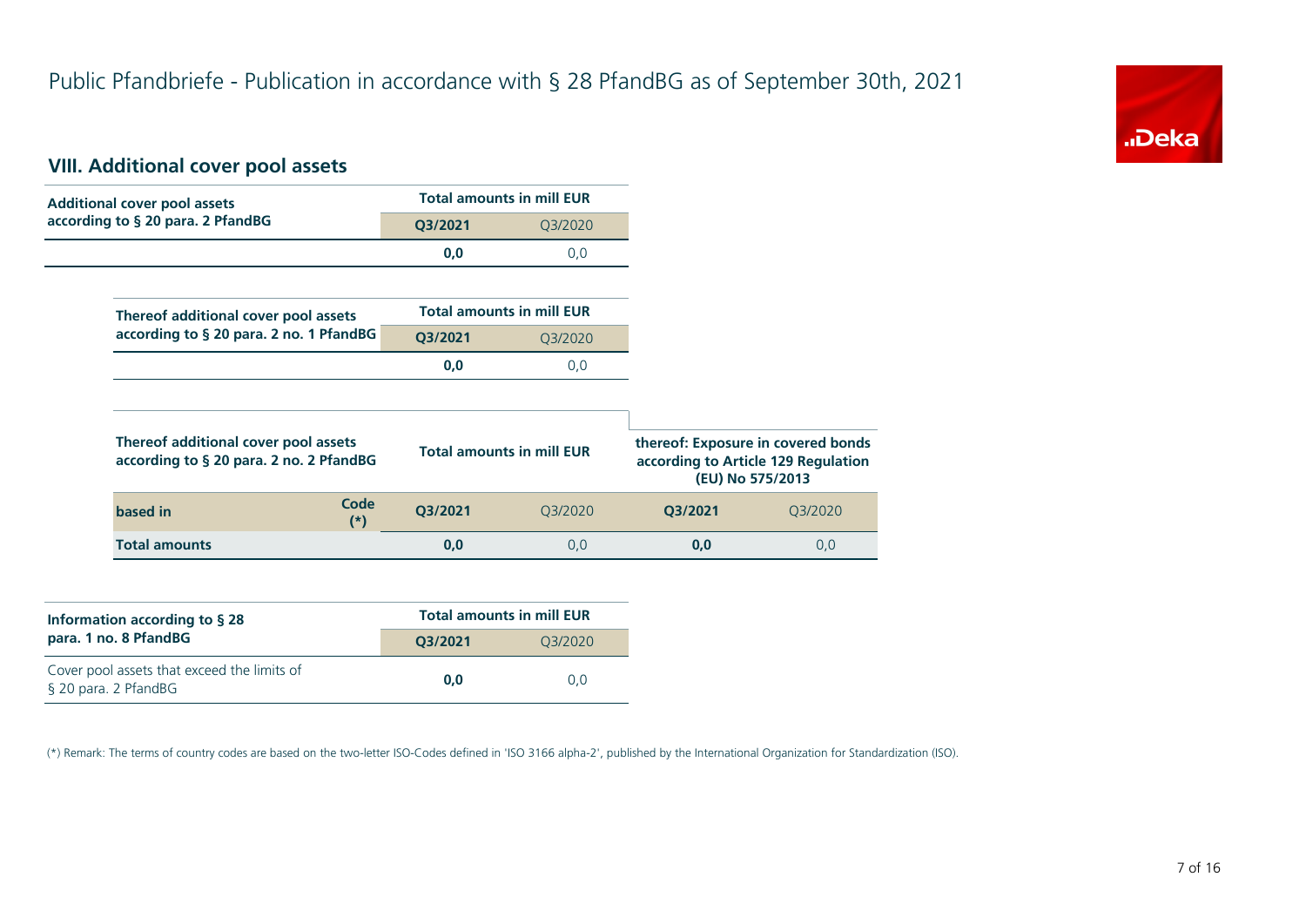# Public Pfandbriefe - Publication in accordance with § 28 PfandBG as of September 30th, 2021

## VIII. Additional cover pool assets

| Additional cover pool assets according to § 20 para. 2 PfandBG | Total amounts in mill EUR | |
|---|---|---|
| | **Q3/2021** | Q3/2020 |
| | **0,0** | 0,0 |

| Thereof additional cover pool assets according to § 20 para. 2 no. 1 PfandBG | Total amounts in mill EUR | |
|---|---|---|
| | **Q3/2021** | Q3/2020 |
| | **0,0** | 0,0 |

| Thereof additional cover pool assets according to § 20 para. 2 no. 2 PfandBG | | Total amounts in mill EUR | | thereof: Exposure in covered bonds according to Article 129 Regulation (EU) No 575/2013 | |
|---|---|---|---|---|---|
| **based in** | **Code (*)** | **Q3/2021** | Q3/2020 | **Q3/2021** | Q3/2020 |
| **Total amounts** | | **0,0** | 0,0 | **0,0** | 0,0 |

| Information according to § 28 para. 1 no. 8 PfandBG | Total amounts in mill EUR | |
|---|---|---|
| | **Q3/2021** | Q3/2020 |
| Cover pool assets that exceed the limits of § 20 para. 2 PfandBG | **0,0** | 0,0 |

(*) Remark: The terms of country codes are based on the two-letter ISO-Codes defined in 'ISO 3166 alpha-2', published by the International Organization for Standardization (ISO).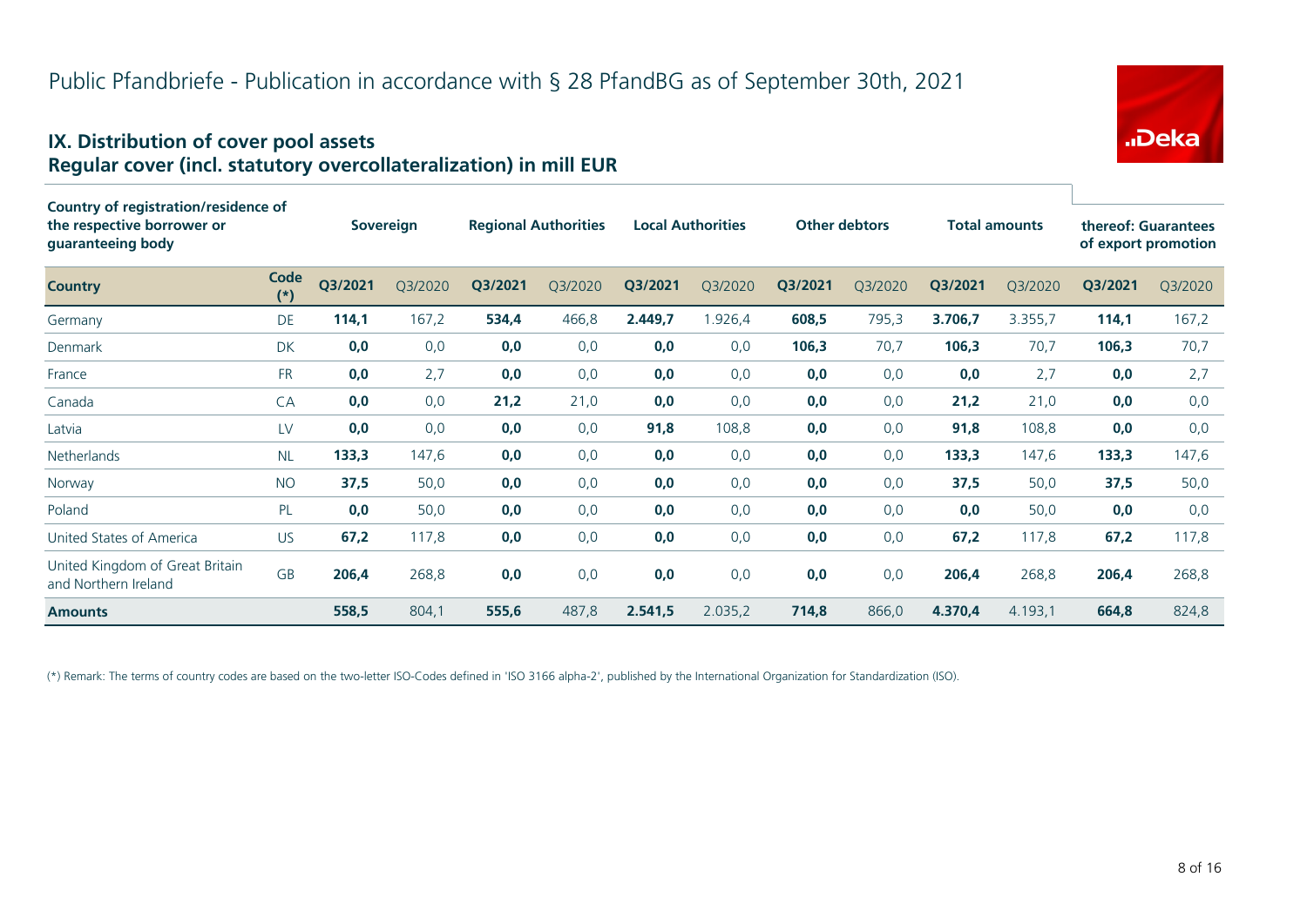# Public Pfandbriefe - Publication in accordance with § 28 PfandBG as of September 30th, 2021

## IX. Distribution of cover pool assets
## Regular cover (incl. statutory overcollateralization) in mill EUR

| Country of registration/residence of the respective borrower or guaranteeing body | | Sovereign | | Regional Authorities | | Local Authorities | | Other debtors | | Total amounts | | thereof: Guarantees of export promotion | |
|---|---|---|---|---|---|---|---|---|---|---|---|---|---|
| **Country** | **Code (*)** | **Q3/2021** | Q3/2020 | **Q3/2021** | Q3/2020 | **Q3/2021** | Q3/2020 | **Q3/2021** | Q3/2020 | **Q3/2021** | Q3/2020 | **Q3/2021** | Q3/2020 |
| Germany | DE | **114,1** | 167,2 | **534,4** | 466,8 | **2.449,7** | 1.926,4 | **608,5** | 795,3 | **3.706,7** | 3.355,7 | **114,1** | 167,2 |
| Denmark | DK | **0,0** | 0,0 | **0,0** | 0,0 | **0,0** | 0,0 | **106,3** | 70,7 | **106,3** | 70,7 | **106,3** | 70,7 |
| France | FR | **0,0** | 2,7 | **0,0** | 0,0 | **0,0** | 0,0 | **0,0** | 0,0 | **0,0** | 2,7 | **0,0** | 2,7 |
| Canada | CA | **0,0** | 0,0 | **21,2** | 21,0 | **0,0** | 0,0 | **0,0** | 0,0 | **21,2** | 21,0 | **0,0** | 0,0 |
| Latvia | LV | **0,0** | 0,0 | **0,0** | 0,0 | **91,8** | 108,8 | **0,0** | 0,0 | **91,8** | 108,8 | **0,0** | 0,0 |
| Netherlands | NL | **133,3** | 147,6 | **0,0** | 0,0 | **0,0** | 0,0 | **0,0** | 0,0 | **133,3** | 147,6 | **133,3** | 147,6 |
| Norway | NO | **37,5** | 50,0 | **0,0** | 0,0 | **0,0** | 0,0 | **0,0** | 0,0 | **37,5** | 50,0 | **37,5** | 50,0 |
| Poland | PL | **0,0** | 50,0 | **0,0** | 0,0 | **0,0** | 0,0 | **0,0** | 0,0 | **0,0** | 50,0 | **0,0** | 0,0 |
| United States of America | US | **67,2** | 117,8 | **0,0** | 0,0 | **0,0** | 0,0 | **0,0** | 0,0 | **67,2** | 117,8 | **67,2** | 117,8 |
| United Kingdom of Great Britain and Northern Ireland | GB | **206,4** | 268,8 | **0,0** | 0,0 | **0,0** | 0,0 | **0,0** | 0,0 | **206,4** | 268,8 | **206,4** | 268,8 |
| **Amounts** | | **558,5** | 804,1 | **555,6** | 487,8 | **2.541,5** | 2.035,2 | **714,8** | 866,0 | **4.370,4** | 4.193,1 | **664,8** | 824,8 |

(*) Remark: The terms of country codes are based on the two-letter ISO-Codes defined in 'ISO 3166 alpha-2', published by the International Organization for Standardization (ISO).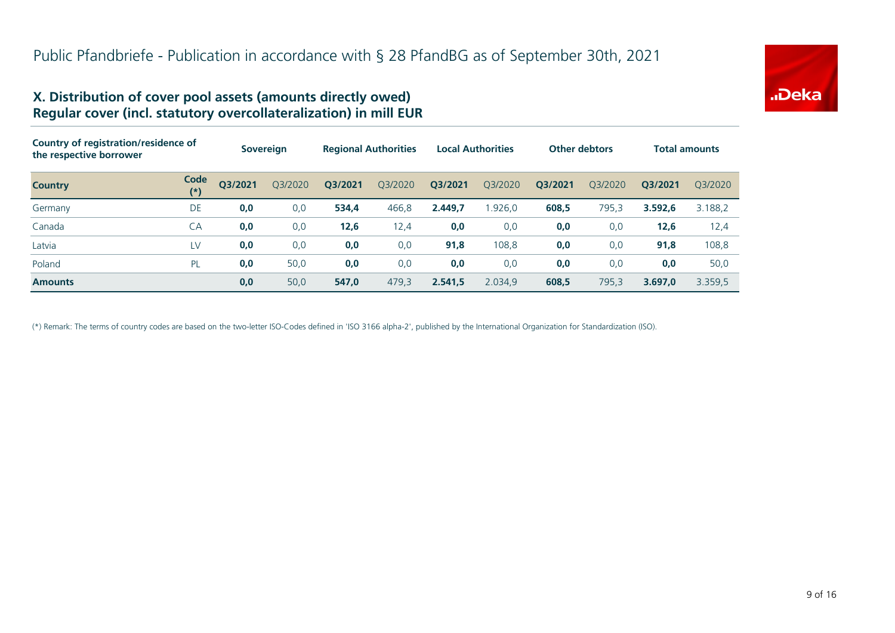# Public Pfandbriefe - Publication in accordance with § 28 PfandBG as of September 30th, 2021

## X. Distribution of cover pool assets (amounts directly owed)
## Regular cover (incl. statutory overcollateralization) in mill EUR

| Country of registration/residence of the respective borrower | | Sovereign | | Regional Authorities | | Local Authorities | | Other debtors | | Total amounts | |
|---|---|---|---|---|---|---|---|---|---|---|---|
| **Country** | **Code (*)** | **Q3/2021** | Q3/2020 | **Q3/2021** | Q3/2020 | **Q3/2021** | Q3/2020 | **Q3/2021** | Q3/2020 | **Q3/2021** | Q3/2020 |
| Germany | DE | **0,0** | 0,0 | **534,4** | 466,8 | **2.449,7** | 1.926,0 | **608,5** | 795,3 | **3.592,6** | 3.188,2 |
| Canada | CA | **0,0** | 0,0 | **12,6** | 12,4 | **0,0** | 0,0 | **0,0** | 0,0 | **12,6** | 12,4 |
| Latvia | LV | **0,0** | 0,0 | **0,0** | 0,0 | **91,8** | 108,8 | **0,0** | 0,0 | **91,8** | 108,8 |
| Poland | PL | **0,0** | 50,0 | **0,0** | 0,0 | **0,0** | 0,0 | **0,0** | 0,0 | **0,0** | 50,0 |
| **Amounts** | | **0,0** | 50,0 | **547,0** | 479,3 | **2.541,5** | 2.034,9 | **608,5** | 795,3 | **3.697,0** | 3.359,5 |

(*) Remark: The terms of country codes are based on the two-letter ISO-Codes defined in 'ISO 3166 alpha-2', published by the International Organization for Standardization (ISO).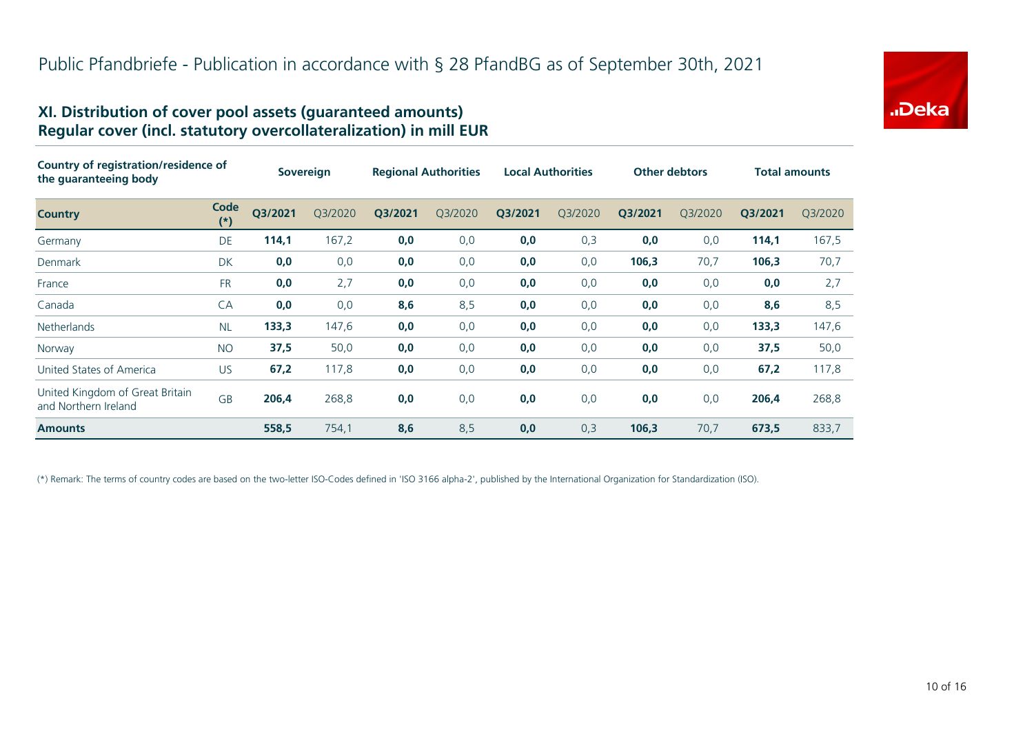# Public Pfandbriefe - Publication in accordance with § 28 PfandBG as of September 30th, 2021

## XI. Distribution of cover pool assets (guaranteed amounts)
## Regular cover (incl. statutory overcollateralization) in mill EUR

| Country of registration/residence of the guaranteeing body | | Sovereign | | Regional Authorities | | Local Authorities | | Other debtors | | Total amounts | |
|---|---|---|---|---|---|---|---|---|---|---|---|
| **Country** | **Code (*)** | **Q3/2021** | Q3/2020 | **Q3/2021** | Q3/2020 | **Q3/2021** | Q3/2020 | **Q3/2021** | Q3/2020 | **Q3/2021** | Q3/2020 |
| Germany | DE | **114,1** | 167,2 | **0,0** | 0,0 | **0,0** | 0,3 | **0,0** | 0,0 | **114,1** | 167,5 |
| Denmark | DK | **0,0** | 0,0 | **0,0** | 0,0 | **0,0** | 0,0 | **106,3** | 70,7 | **106,3** | 70,7 |
| France | FR | **0,0** | 2,7 | **0,0** | 0,0 | **0,0** | 0,0 | **0,0** | 0,0 | **0,0** | 2,7 |
| Canada | CA | **0,0** | 0,0 | **8,6** | 8,5 | **0,0** | 0,0 | **0,0** | 0,0 | **8,6** | 8,5 |
| Netherlands | NL | **133,3** | 147,6 | **0,0** | 0,0 | **0,0** | 0,0 | **0,0** | 0,0 | **133,3** | 147,6 |
| Norway | NO | **37,5** | 50,0 | **0,0** | 0,0 | **0,0** | 0,0 | **0,0** | 0,0 | **37,5** | 50,0 |
| United States of America | US | **67,2** | 117,8 | **0,0** | 0,0 | **0,0** | 0,0 | **0,0** | 0,0 | **67,2** | 117,8 |
| United Kingdom of Great Britain and Northern Ireland | GB | **206,4** | 268,8 | **0,0** | 0,0 | **0,0** | 0,0 | **0,0** | 0,0 | **206,4** | 268,8 |
| **Amounts** | | **558,5** | 754,1 | **8,6** | 8,5 | **0,0** | 0,3 | **106,3** | 70,7 | **673,5** | 833,7 |

(*) Remark: The terms of country codes are based on the two-letter ISO-Codes defined in 'ISO 3166 alpha-2', published by the International Organization for Standardization (ISO).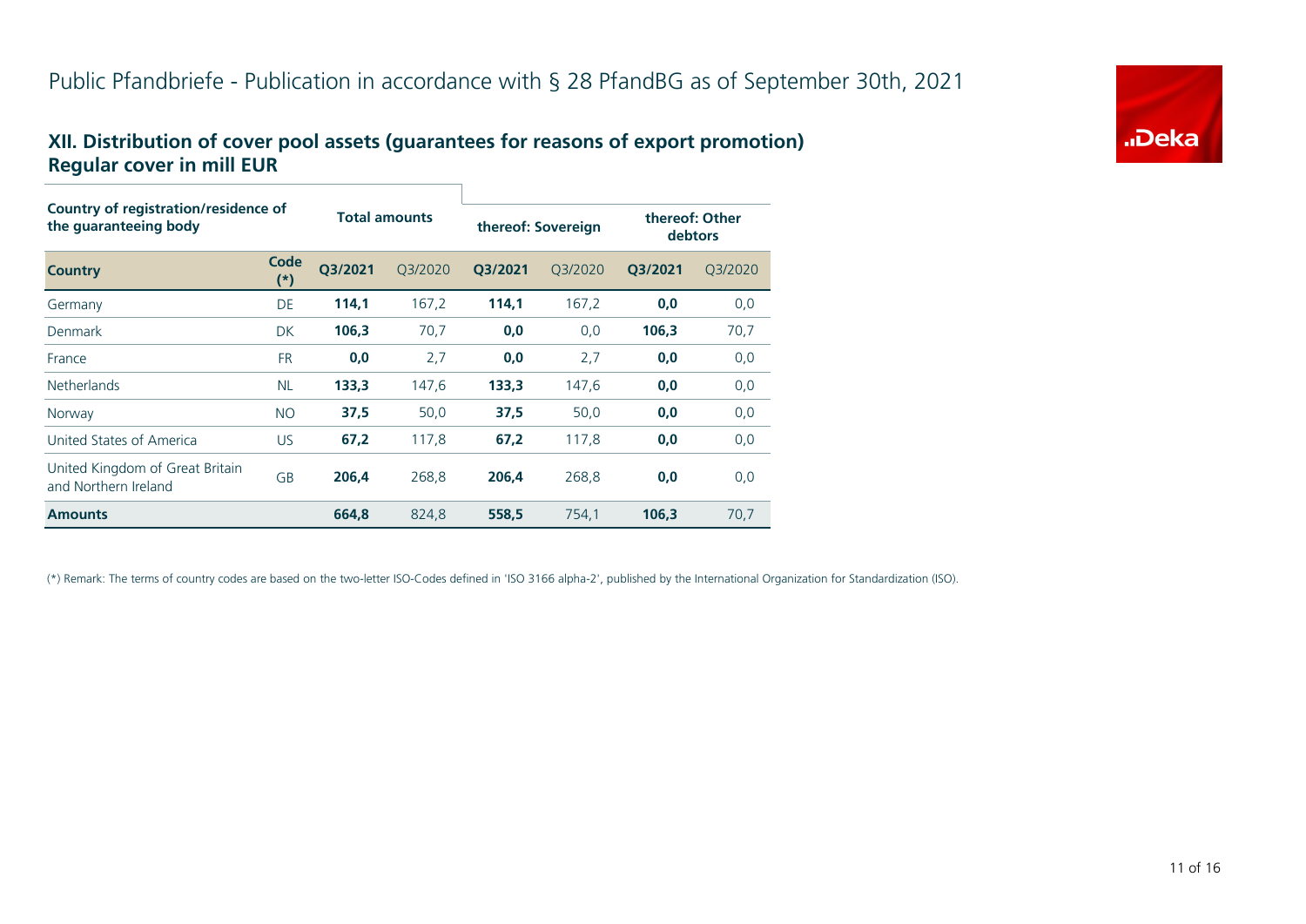# Public Pfandbriefe - Publication in accordance with § 28 PfandBG as of September 30th, 2021

## XII. Distribution of cover pool assets (guarantees for reasons of export promotion)
## Regular cover in mill EUR

| Country of registration/residence of the guaranteeing body | | Total amounts | | thereof: Sovereign | | thereof: Other debtors | |
|---|---|---|---|---|---|---|---|
| **Country** | **Code (*)** | **Q3/2021** | Q3/2020 | **Q3/2021** | Q3/2020 | **Q3/2021** | Q3/2020 |
| Germany | DE | **114,1** | 167,2 | **114,1** | 167,2 | **0,0** | 0,0 |
| Denmark | DK | **106,3** | 70,7 | **0,0** | 0,0 | **106,3** | 70,7 |
| France | FR | **0,0** | 2,7 | **0,0** | 2,7 | **0,0** | 0,0 |
| Netherlands | NL | **133,3** | 147,6 | **133,3** | 147,6 | **0,0** | 0,0 |
| Norway | NO | **37,5** | 50,0 | **37,5** | 50,0 | **0,0** | 0,0 |
| United States of America | US | **67,2** | 117,8 | **67,2** | 117,8 | **0,0** | 0,0 |
| United Kingdom of Great Britain and Northern Ireland | GB | **206,4** | 268,8 | **206,4** | 268,8 | **0,0** | 0,0 |
| **Amounts** | | **664,8** | 824,8 | **558,5** | 754,1 | **106,3** | 70,7 |

(*) Remark: The terms of country codes are based on the two-letter ISO-Codes defined in 'ISO 3166 alpha-2', published by the International Organization for Standardization (ISO).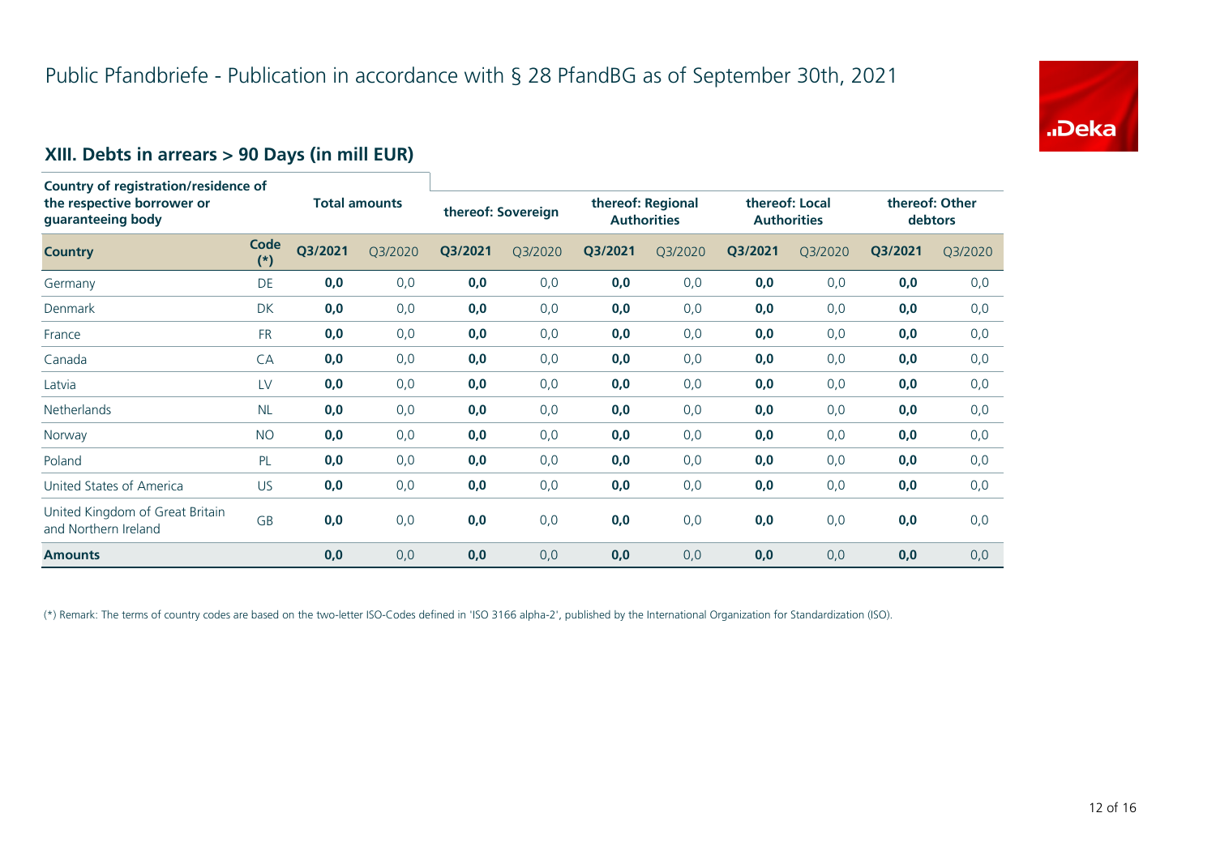# Public Pfandbriefe - Publication in accordance with § 28 PfandBG as of September 30th, 2021

## XIII. Debts in arrears > 90 Days (in mill EUR)

| Country of registration/residence of the respective borrower or guaranteeing body | | Total amounts | | thereof: Sovereign | | thereof: Regional Authorities | | thereof: Local Authorities | | thereof: Other debtors | |
|---|---|---|---|---|---|---|---|---|---|---|---|
| **Country** | **Code (*)** | **Q3/2021** | Q3/2020 | **Q3/2021** | Q3/2020 | **Q3/2021** | Q3/2020 | **Q3/2021** | Q3/2020 | **Q3/2021** | Q3/2020 |
| Germany | DE | **0,0** | 0,0 | **0,0** | 0,0 | **0,0** | 0,0 | **0,0** | 0,0 | **0,0** | 0,0 |
| Denmark | DK | **0,0** | 0,0 | **0,0** | 0,0 | **0,0** | 0,0 | **0,0** | 0,0 | **0,0** | 0,0 |
| France | FR | **0,0** | 0,0 | **0,0** | 0,0 | **0,0** | 0,0 | **0,0** | 0,0 | **0,0** | 0,0 |
| Canada | CA | **0,0** | 0,0 | **0,0** | 0,0 | **0,0** | 0,0 | **0,0** | 0,0 | **0,0** | 0,0 |
| Latvia | LV | **0,0** | 0,0 | **0,0** | 0,0 | **0,0** | 0,0 | **0,0** | 0,0 | **0,0** | 0,0 |
| Netherlands | NL | **0,0** | 0,0 | **0,0** | 0,0 | **0,0** | 0,0 | **0,0** | 0,0 | **0,0** | 0,0 |
| Norway | NO | **0,0** | 0,0 | **0,0** | 0,0 | **0,0** | 0,0 | **0,0** | 0,0 | **0,0** | 0,0 |
| Poland | PL | **0,0** | 0,0 | **0,0** | 0,0 | **0,0** | 0,0 | **0,0** | 0,0 | **0,0** | 0,0 |
| United States of America | US | **0,0** | 0,0 | **0,0** | 0,0 | **0,0** | 0,0 | **0,0** | 0,0 | **0,0** | 0,0 |
| United Kingdom of Great Britain and Northern Ireland | GB | **0,0** | 0,0 | **0,0** | 0,0 | **0,0** | 0,0 | **0,0** | 0,0 | **0,0** | 0,0 |
| **Amounts** | | **0,0** | 0,0 | **0,0** | 0,0 | **0,0** | 0,0 | **0,0** | 0,0 | **0,0** | 0,0 |

(*) Remark: The terms of country codes are based on the two-letter ISO-Codes defined in 'ISO 3166 alpha-2', published by the International Organization for Standardization (ISO).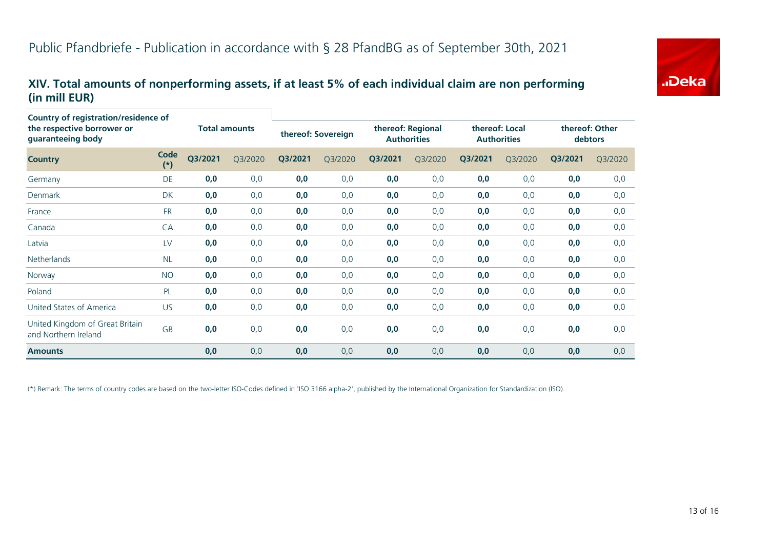# Public Pfandbriefe - Publication in accordance with § 28 PfandBG as of September 30th, 2021

## XIV. Total amounts of nonperforming assets, if at least 5% of each individual claim are non performing (in mill EUR)

| Country of registration/residence of the respective borrower or guaranteeing body | | Total amounts | | thereof: Sovereign | | thereof: Regional Authorities | | thereof: Local Authorities | | thereof: Other debtors | |
|---|---|---|---|---|---|---|---|---|---|---|---|
| **Country** | **Code (*)** | **Q3/2021** | Q3/2020 | **Q3/2021** | Q3/2020 | **Q3/2021** | Q3/2020 | **Q3/2021** | Q3/2020 | **Q3/2021** | Q3/2020 |
| Germany | DE | **0,0** | 0,0 | **0,0** | 0,0 | **0,0** | 0,0 | **0,0** | 0,0 | **0,0** | 0,0 |
| Denmark | DK | **0,0** | 0,0 | **0,0** | 0,0 | **0,0** | 0,0 | **0,0** | 0,0 | **0,0** | 0,0 |
| France | FR | **0,0** | 0,0 | **0,0** | 0,0 | **0,0** | 0,0 | **0,0** | 0,0 | **0,0** | 0,0 |
| Canada | CA | **0,0** | 0,0 | **0,0** | 0,0 | **0,0** | 0,0 | **0,0** | 0,0 | **0,0** | 0,0 |
| Latvia | LV | **0,0** | 0,0 | **0,0** | 0,0 | **0,0** | 0,0 | **0,0** | 0,0 | **0,0** | 0,0 |
| Netherlands | NL | **0,0** | 0,0 | **0,0** | 0,0 | **0,0** | 0,0 | **0,0** | 0,0 | **0,0** | 0,0 |
| Norway | NO | **0,0** | 0,0 | **0,0** | 0,0 | **0,0** | 0,0 | **0,0** | 0,0 | **0,0** | 0,0 |
| Poland | PL | **0,0** | 0,0 | **0,0** | 0,0 | **0,0** | 0,0 | **0,0** | 0,0 | **0,0** | 0,0 |
| United States of America | US | **0,0** | 0,0 | **0,0** | 0,0 | **0,0** | 0,0 | **0,0** | 0,0 | **0,0** | 0,0 |
| United Kingdom of Great Britain and Northern Ireland | GB | **0,0** | 0,0 | **0,0** | 0,0 | **0,0** | 0,0 | **0,0** | 0,0 | **0,0** | 0,0 |
| **Amounts** | | **0,0** | 0,0 | **0,0** | 0,0 | **0,0** | 0,0 | **0,0** | 0,0 | **0,0** | 0,0 |

(*) Remark: The terms of country codes are based on the two-letter ISO-Codes defined in 'ISO 3166 alpha-2', published by the International Organization for Standardization (ISO).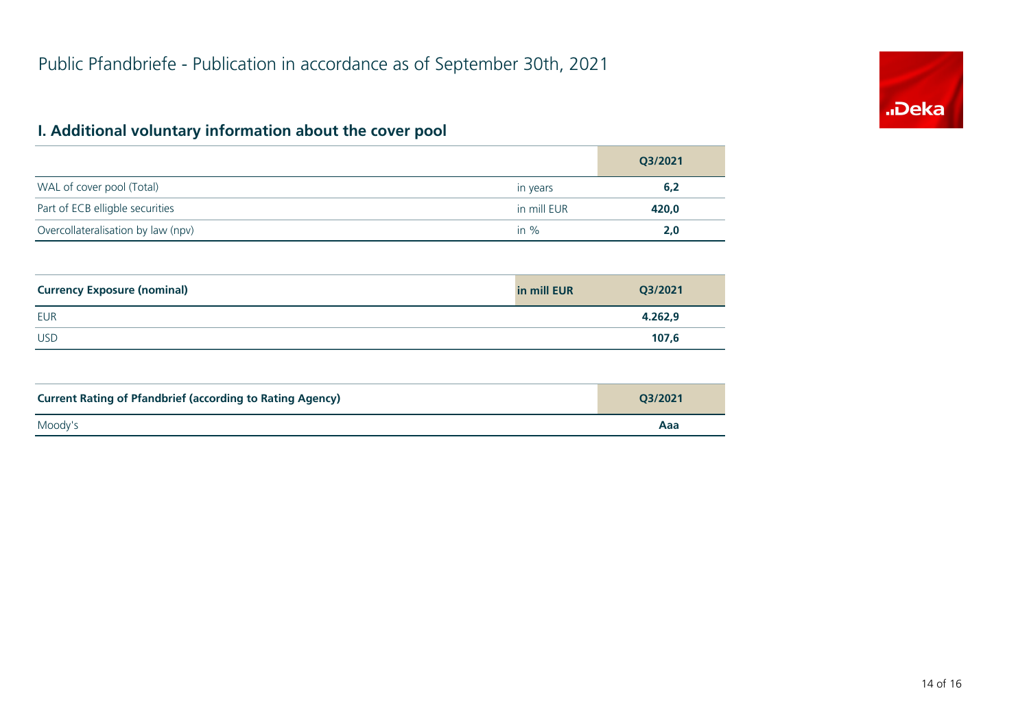# Public Pfandbriefe - Publication in accordance as of September 30th, 2021

## I. Additional voluntary information about the cover pool

| | | Q3/2021 |
|---|---|---|
| WAL of cover pool (Total) | in years | **6,2** |
| Part of ECB elligble securities | in mill EUR | **420,0** |
| Overcollateralisation by law (npv) | in % | **2,0** |

| **Currency Exposure (nominal)** | **in mill EUR** | **Q3/2021** |
|---|---|---|
| EUR | | **4.262,9** |
| USD | | **107,6** |

| **Current Rating of Pfandbrief (according to Rating Agency)** | **Q3/2021** |
|---|---|
| Moody's | **Aaa** |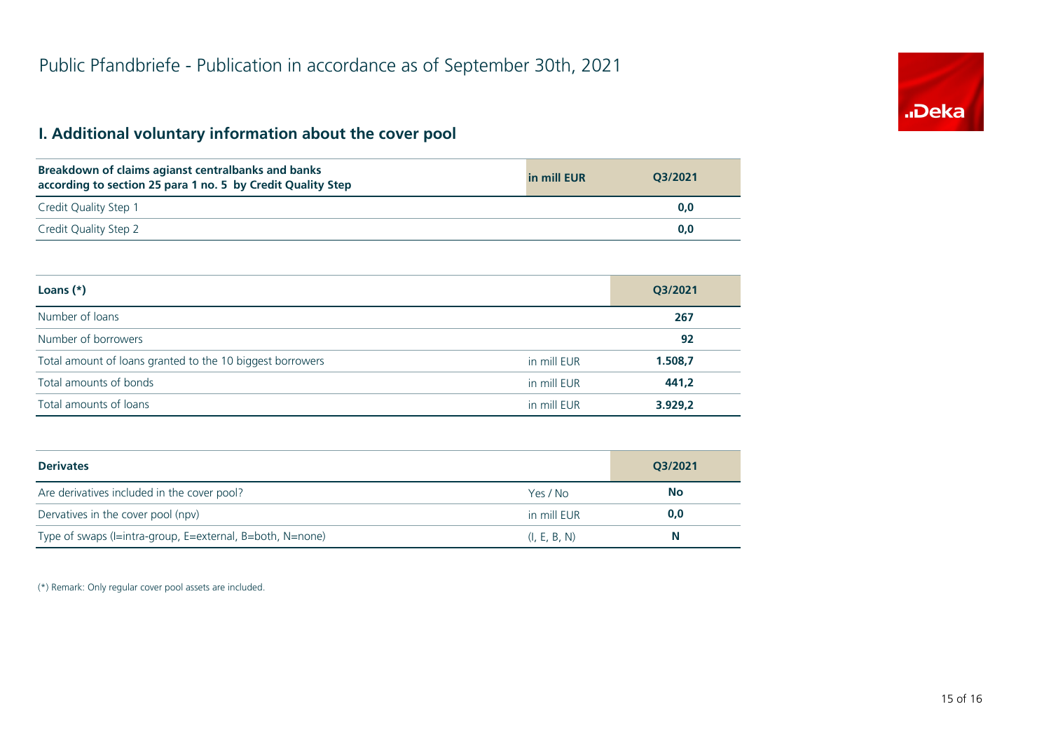# Public Pfandbriefe - Publication in accordance as of September 30th, 2021

## I. Additional voluntary information about the cover pool

| Breakdown of claims agianst centralbanks and banks according to section 25 para 1 no. 5 by Credit Quality Step | in mill EUR | Q3/2021 |
|---|---|---|
| Credit Quality Step 1 | | 0,0 |
| Credit Quality Step 2 | | 0,0 |

| Loans (*) | | Q3/2021 |
|---|---|---|
| Number of loans | | 267 |
| Number of borrowers | | 92 |
| Total amount of loans granted to the 10 biggest borrowers | in mill EUR | 1.508,7 |
| Total amounts of bonds | in mill EUR | 441,2 |
| Total amounts of loans | in mill EUR | 3.929,2 |

| Derivates | | Q3/2021 |
|---|---|---|
| Are derivatives included in the cover pool? | Yes / No | No |
| Dervatives in the cover pool (npv) | in mill EUR | 0,0 |
| Type of swaps (I=intra-group, E=external, B=both, N=none) | (I, E, B, N) | N |

(*) Remark: Only regular cover pool assets are included.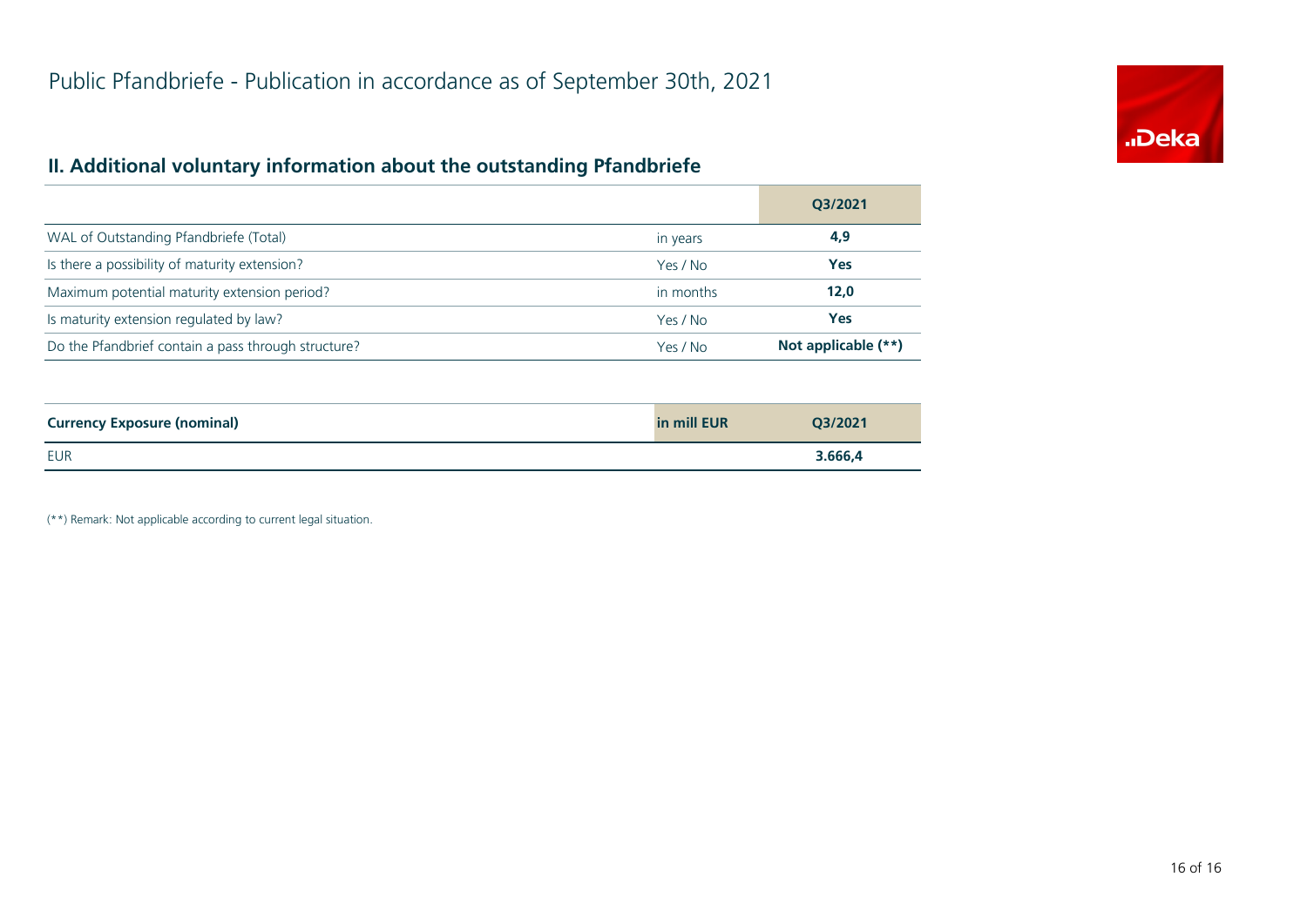# Public Pfandbriefe - Publication in accordance as of September 30th, 2021

## II. Additional voluntary information about the outstanding Pfandbriefe

| | | Q3/2021 |
|---|---|---|
| WAL of Outstanding Pfandbriefe (Total) | in years | **4,9** |
| Is there a possibility of maturity extension? | Yes / No | **Yes** |
| Maximum potential maturity extension period? | in months | **12,0** |
| Is maturity extension regulated by law? | Yes / No | **Yes** |
| Do the Pfandbrief contain a pass through structure? | Yes / No | **Not applicable (**)** |

| Currency Exposure (nominal) | in mill EUR | Q3/2021 |
|---|---|---|
| EUR | | **3.666,4** |

(**) Remark: Not applicable according to current legal situation.